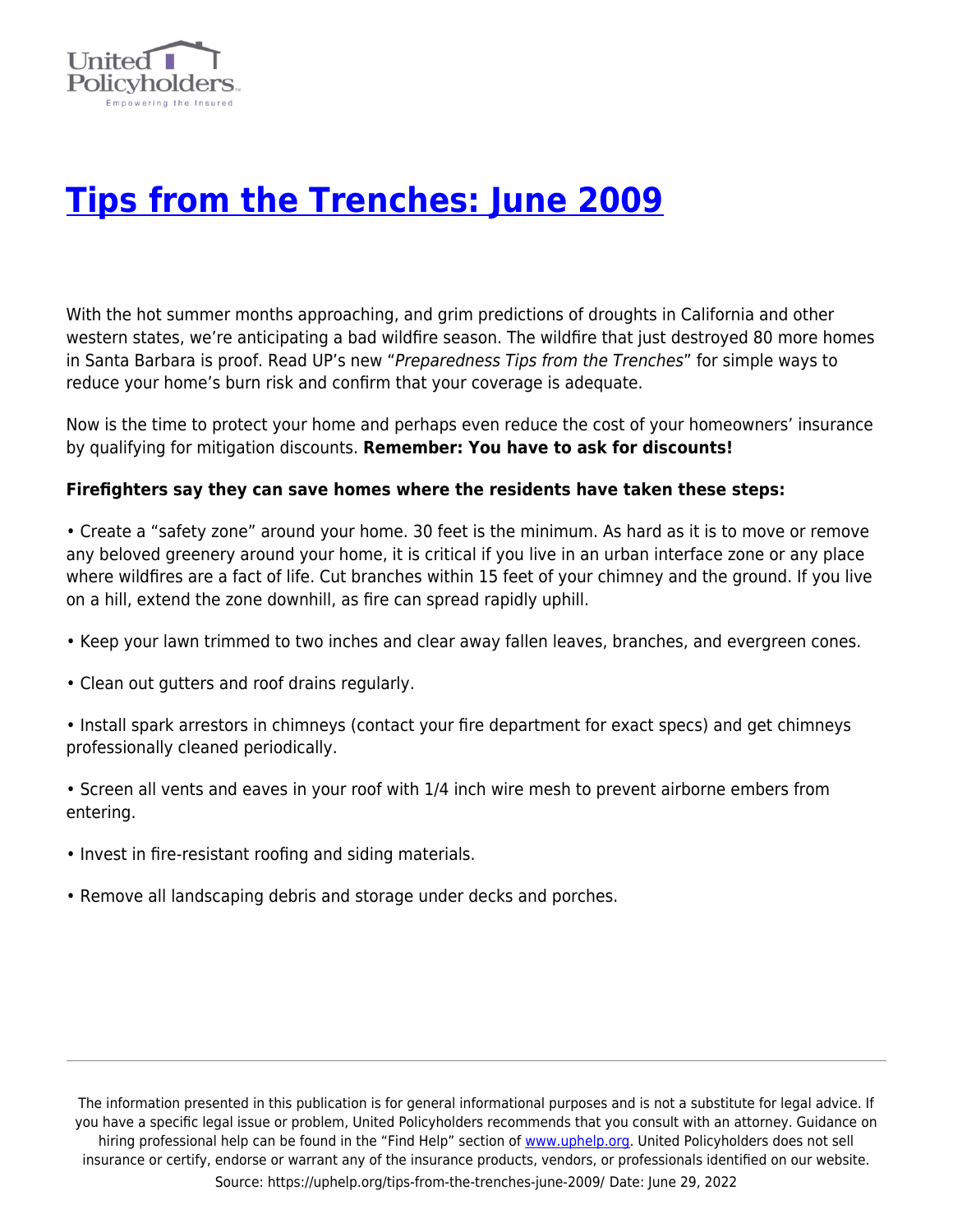# [Tips from the Trenches: June 2009](https://uphelp.org/tips-from-the-trenches-june-2009/)

With the hot summer months approaching, and grim predictions of droughts in California and other western states, we're anticipating a bad wildfire season. The wildfire that just destroyed 80 more homes in Santa Barbara is proof. Read UP's new "*Preparedness Tips from the Trenches*" for simple ways to reduce your home's burn risk and confirm that your coverage is adequate.

Now is the time to protect your home and perhaps even reduce the cost of your homeowners' insurance by qualifying for mitigation discounts. **Remember: You have to ask for discounts!**

**Firefighters say they can save homes where the residents have taken these steps:**

- Create a "safety zone" around your home. 30 feet is the minimum. As hard as it is to move or remove any beloved greenery around your home, it is critical if you live in an urban interface zone or any place where wildfires are a fact of life. Cut branches within 15 feet of your chimney and the ground. If you live on a hill, extend the zone downhill, as fire can spread rapidly uphill.

- Keep your lawn trimmed to two inches and clear away fallen leaves, branches, and evergreen cones.

- Clean out gutters and roof drains regularly.

- Install spark arrestors in chimneys (contact your fire department for exact specs) and get chimneys professionally cleaned periodically.

- Screen all vents and eaves in your roof with 1/4 inch wire mesh to prevent airborne embers from entering.

- Invest in fire-resistant roofing and siding materials.

- Remove all landscaping debris and storage under decks and porches.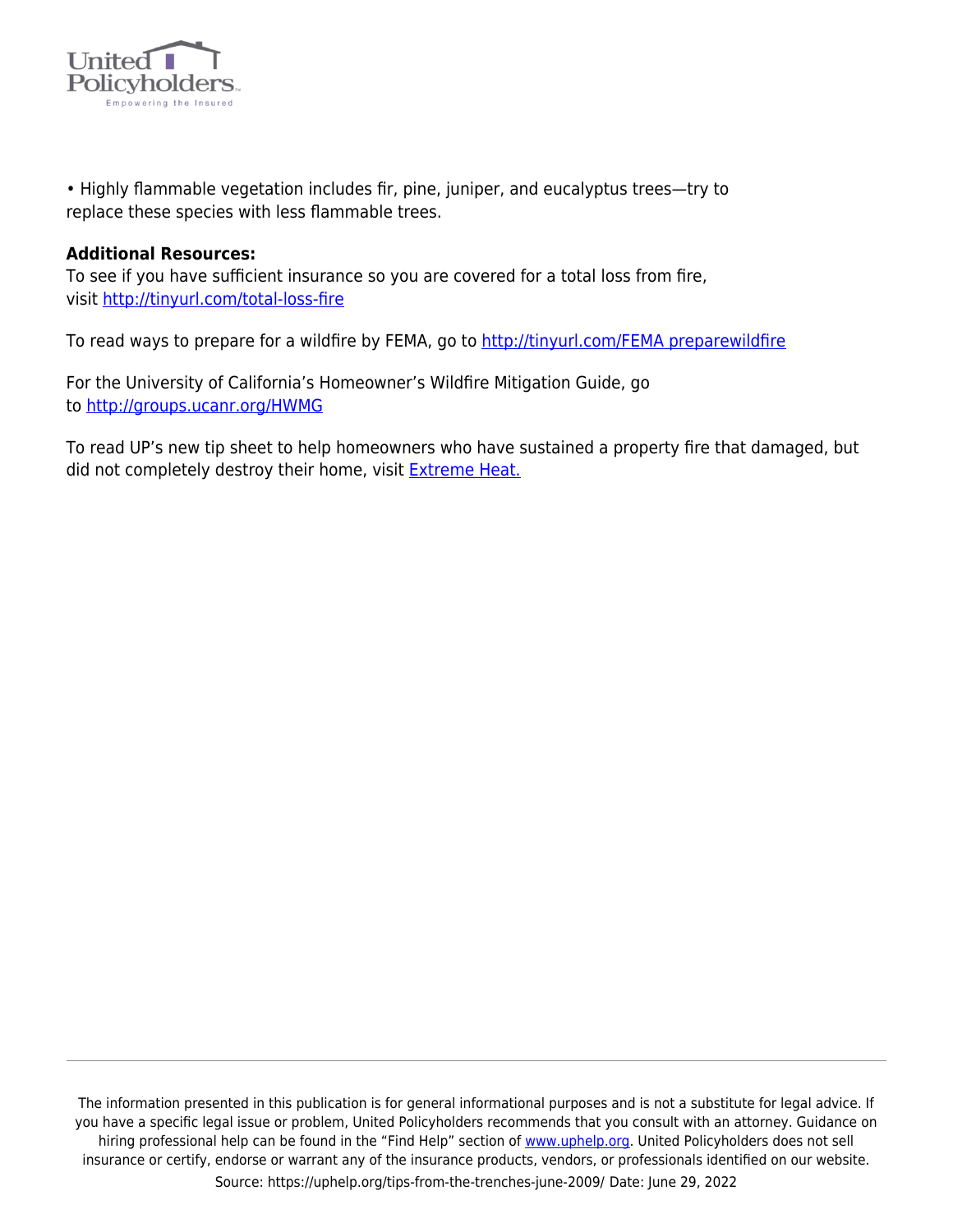- Highly flammable vegetation includes fir, pine, juniper, and eucalyptus trees—try to replace these species with less flammable trees.

**Additional Resources:**
To see if you have sufficient insurance so you are covered for a total loss from fire, visit [http://tinyurl.com/total-loss-fire](http://tinyurl.com/total-loss-fire)

To read ways to prepare for a wildfire by FEMA, go to [http://tinyurl.com/FEMA preparewildfire](http://tinyurl.com/FEMA preparewildfire)

For the University of California's Homeowner's Wildfire Mitigation Guide, go to [http://groups.ucanr.org/HWMG](http://groups.ucanr.org/HWMG)

To read UP's new tip sheet to help homeowners who have sustained a property fire that damaged, but did not completely destroy their home, visit [Extreme Heat.](Extreme Heat.)

The information presented in this publication is for general informational purposes and is not a substitute for legal advice. If you have a specific legal issue or problem, United Policyholders recommends that you consult with an attorney. Guidance on hiring professional help can be found in the "Find Help" section of [www.uphelp.org](www.uphelp.org). United Policyholders does not sell insurance or certify, endorse or warrant any of the insurance products, vendors, or professionals identified on our website.